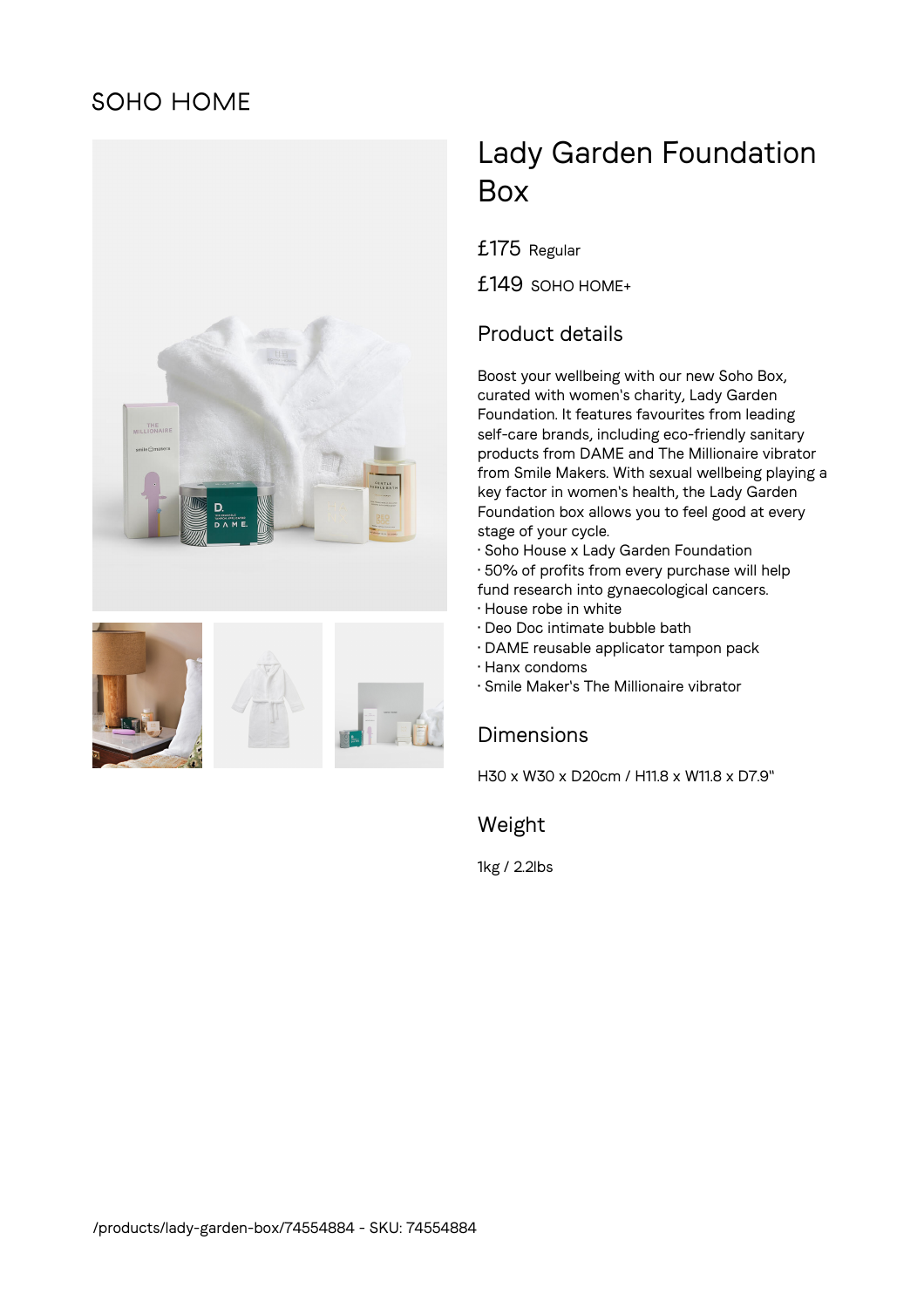SOHO HOME

# Lady Garden Foundation Box

£175 Regular

£149 SOHO HOME+

## Product details

Boost your wellbeing with our new Soho Box, curated with women's charity, Lady Garden Foundation. It features favourites from leading self-care brands, including eco-friendly sanitary products from DAME and The Millionaire vibrator from Smile Makers. With sexual wellbeing playing a key factor in women's health, the Lady Garden Foundation box allows you to feel good at every stage of your cycle.

- Soho House x Lady Garden Foundation
- 50% of profits from every purchase will help fund research into gynaecological cancers.
- House robe in white
- Deo Doc intimate bubble bath
- DAME reusable applicator tampon pack
- Hanx condoms
- Smile Maker's The Millionaire vibrator

## Dimensions

H30 x W30 x D20cm / H11.8 x W11.8 x D7.9"

## Weight

1kg / 2.2lbs

/products/lady-garden-box/74554884 - SKU: 74554884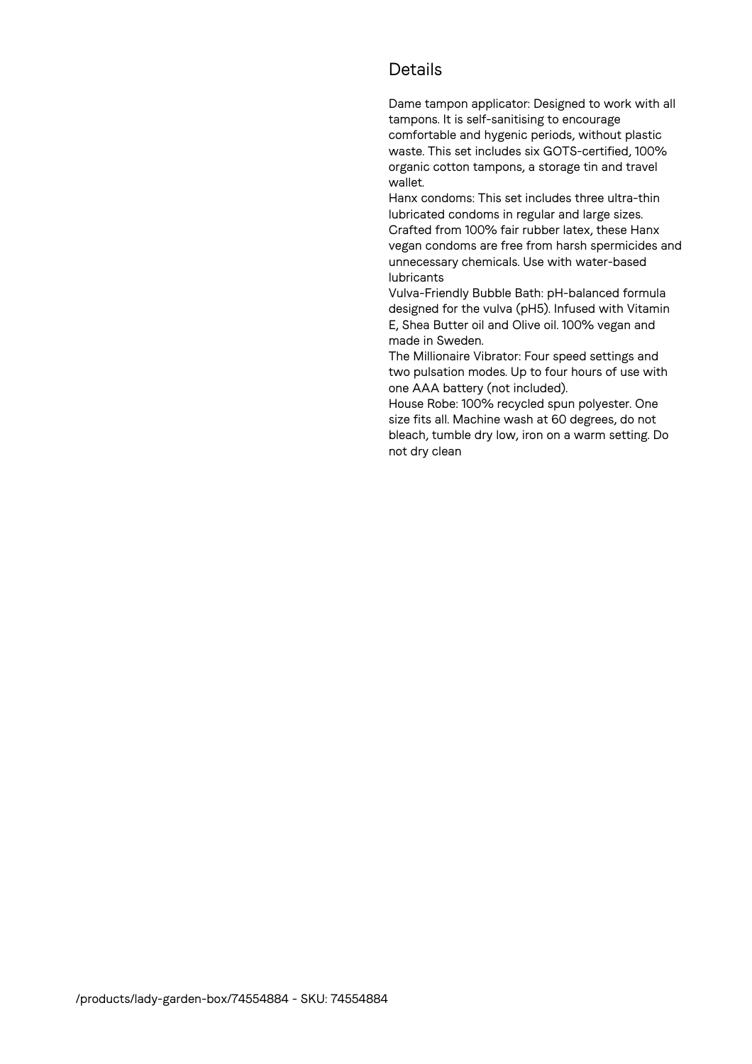## Details

Dame tampon applicator: Designed to work with all tampons. It is self-sanitising to encourage comfortable and hygenic periods, without plastic waste. This set includes six GOTS-certified, 100% organic cotton tampons, a storage tin and travel wallet.
Hanx condoms: This set includes three ultra-thin lubricated condoms in regular and large sizes. Crafted from 100% fair rubber latex, these Hanx vegan condoms are free from harsh spermicides and unnecessary chemicals. Use with water-based lubricants
Vulva-Friendly Bubble Bath: pH-balanced formula designed for the vulva (pH5). Infused with Vitamin E, Shea Butter oil and Olive oil. 100% vegan and made in Sweden.
The Millionaire Vibrator: Four speed settings and two pulsation modes. Up to four hours of use with one AAA battery (not included).
House Robe: 100% recycled spun polyester. One size fits all. Machine wash at 60 degrees, do not bleach, tumble dry low, iron on a warm setting. Do not dry clean

/products/lady-garden-box/74554884 - SKU: 74554884